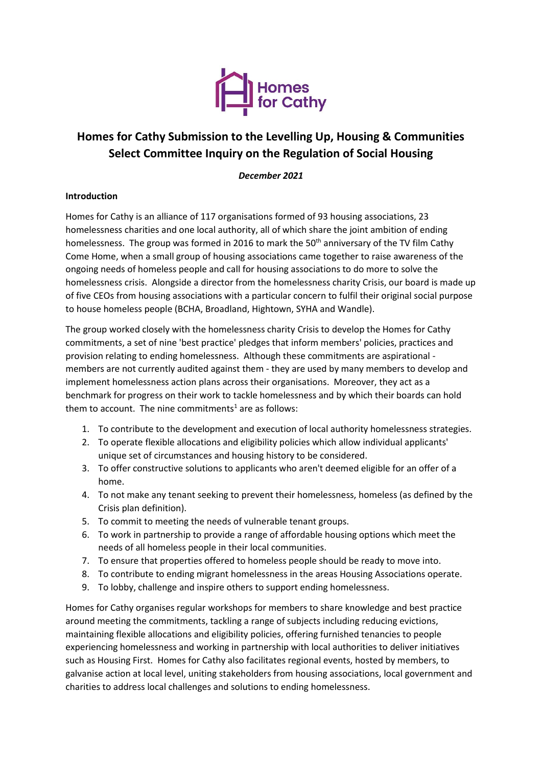# Homes for Cathy Submission to the Levelling Up, Housing & Communities Select Committee Inquiry on the Regulation of Social Housing

***December 2021***

**Introduction**

Homes for Cathy is an alliance of 117 organisations formed of 93 housing associations, 23 homelessness charities and one local authority, all of which share the joint ambition of ending homelessness. The group was formed in 2016 to mark the 50th anniversary of the TV film Cathy Come Home, when a small group of housing associations came together to raise awareness of the ongoing needs of homeless people and call for housing associations to do more to solve the homelessness crisis. Alongside a director from the homelessness charity Crisis, our board is made up of five CEOs from housing associations with a particular concern to fulfil their original social purpose to house homeless people (BCHA, Broadland, Hightown, SYHA and Wandle).

The group worked closely with the homelessness charity Crisis to develop the Homes for Cathy commitments, a set of nine 'best practice' pledges that inform members' policies, practices and provision relating to ending homelessness. Although these commitments are aspirational - members are not currently audited against them - they are used by many members to develop and implement homelessness action plans across their organisations. Moreover, they act as a benchmark for progress on their work to tackle homelessness and by which their boards can hold them to account. The nine commitments[1] are as follows:

1. To contribute to the development and execution of local authority homelessness strategies.
2. To operate flexible allocations and eligibility policies which allow individual applicants' unique set of circumstances and housing history to be considered.
3. To offer constructive solutions to applicants who aren't deemed eligible for an offer of a home.
4. To not make any tenant seeking to prevent their homelessness, homeless (as defined by the Crisis plan definition).
5. To commit to meeting the needs of vulnerable tenant groups.
6. To work in partnership to provide a range of affordable housing options which meet the needs of all homeless people in their local communities.
7. To ensure that properties offered to homeless people should be ready to move into.
8. To contribute to ending migrant homelessness in the areas Housing Associations operate.
9. To lobby, challenge and inspire others to support ending homelessness.

Homes for Cathy organises regular workshops for members to share knowledge and best practice around meeting the commitments, tackling a range of subjects including reducing evictions, maintaining flexible allocations and eligibility policies, offering furnished tenancies to people experiencing homelessness and working in partnership with local authorities to deliver initiatives such as Housing First. Homes for Cathy also facilitates regional events, hosted by members, to galvanise action at local level, uniting stakeholders from housing associations, local government and charities to address local challenges and solutions to ending homelessness.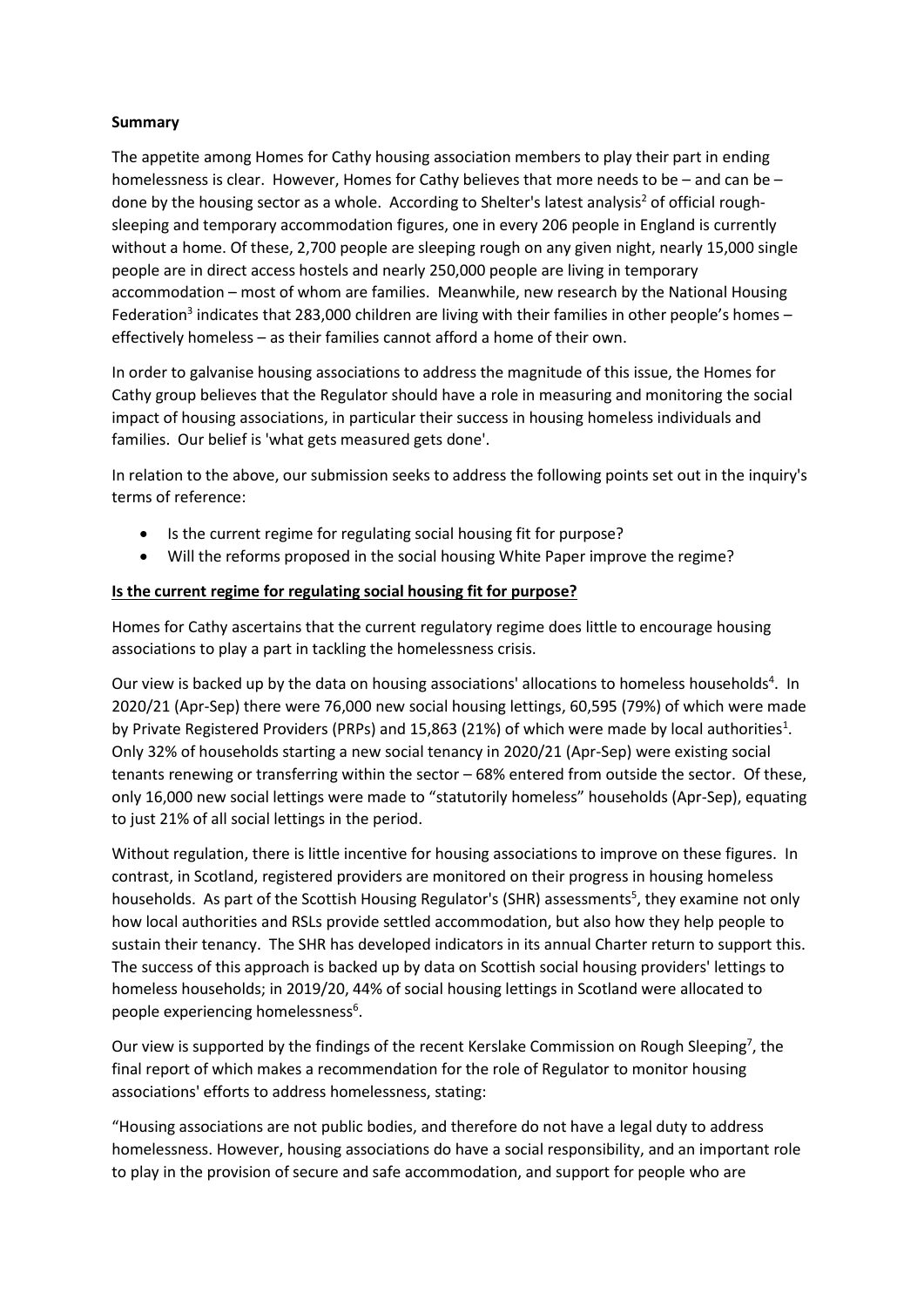**Summary**

The appetite among Homes for Cathy housing association members to play their part in ending homelessness is clear. However, Homes for Cathy believes that more needs to be – and can be – done by the housing sector as a whole. According to Shelter's latest analysis[2] of official rough-sleeping and temporary accommodation figures, one in every 206 people in England is currently without a home. Of these, 2,700 people are sleeping rough on any given night, nearly 15,000 single people are in direct access hostels and nearly 250,000 people are living in temporary accommodation – most of whom are families. Meanwhile, new research by the National Housing Federation[3] indicates that 283,000 children are living with their families in other people's homes – effectively homeless – as their families cannot afford a home of their own.

In order to galvanise housing associations to address the magnitude of this issue, the Homes for Cathy group believes that the Regulator should have a role in measuring and monitoring the social impact of housing associations, in particular their success in housing homeless individuals and families. Our belief is 'what gets measured gets done'.

In relation to the above, our submission seeks to address the following points set out in the inquiry's terms of reference:

- Is the current regime for regulating social housing fit for purpose?
- Will the reforms proposed in the social housing White Paper improve the regime?

**Is the current regime for regulating social housing fit for purpose?**

Homes for Cathy ascertains that the current regulatory regime does little to encourage housing associations to play a part in tackling the homelessness crisis.

Our view is backed up by the data on housing associations' allocations to homeless households[4]. In 2020/21 (Apr-Sep) there were 76,000 new social housing lettings, 60,595 (79%) of which were made by Private Registered Providers (PRPs) and 15,863 (21%) of which were made by local authorities[1]. Only 32% of households starting a new social tenancy in 2020/21 (Apr-Sep) were existing social tenants renewing or transferring within the sector – 68% entered from outside the sector. Of these, only 16,000 new social lettings were made to "statutorily homeless" households (Apr-Sep), equating to just 21% of all social lettings in the period.

Without regulation, there is little incentive for housing associations to improve on these figures. In contrast, in Scotland, registered providers are monitored on their progress in housing homeless households. As part of the Scottish Housing Regulator's (SHR) assessments[5], they examine not only how local authorities and RSLs provide settled accommodation, but also how they help people to sustain their tenancy. The SHR has developed indicators in its annual Charter return to support this. The success of this approach is backed up by data on Scottish social housing providers' lettings to homeless households; in 2019/20, 44% of social housing lettings in Scotland were allocated to people experiencing homelessness[6].

Our view is supported by the findings of the recent Kerslake Commission on Rough Sleeping[7], the final report of which makes a recommendation for the role of Regulator to monitor housing associations' efforts to address homelessness, stating:

"Housing associations are not public bodies, and therefore do not have a legal duty to address homelessness. However, housing associations do have a social responsibility, and an important role to play in the provision of secure and safe accommodation, and support for people who are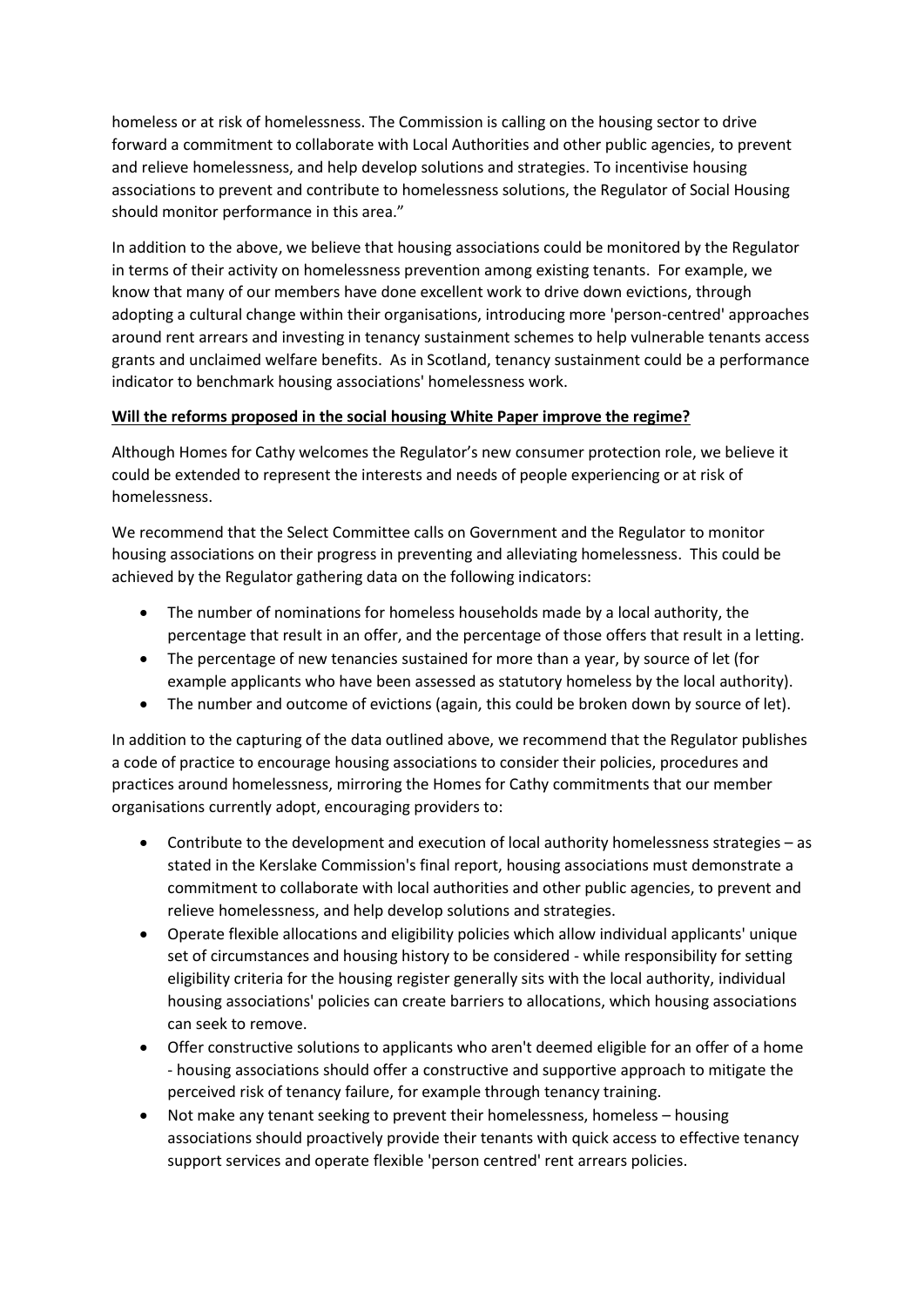homeless or at risk of homelessness. The Commission is calling on the housing sector to drive forward a commitment to collaborate with Local Authorities and other public agencies, to prevent and relieve homelessness, and help develop solutions and strategies. To incentivise housing associations to prevent and contribute to homelessness solutions, the Regulator of Social Housing should monitor performance in this area."

In addition to the above, we believe that housing associations could be monitored by the Regulator in terms of their activity on homelessness prevention among existing tenants. For example, we know that many of our members have done excellent work to drive down evictions, through adopting a cultural change within their organisations, introducing more 'person-centred' approaches around rent arrears and investing in tenancy sustainment schemes to help vulnerable tenants access grants and unclaimed welfare benefits. As in Scotland, tenancy sustainment could be a performance indicator to benchmark housing associations' homelessness work.

**Will the reforms proposed in the social housing White Paper improve the regime?**

Although Homes for Cathy welcomes the Regulator's new consumer protection role, we believe it could be extended to represent the interests and needs of people experiencing or at risk of homelessness.

We recommend that the Select Committee calls on Government and the Regulator to monitor housing associations on their progress in preventing and alleviating homelessness. This could be achieved by the Regulator gathering data on the following indicators:

- The number of nominations for homeless households made by a local authority, the percentage that result in an offer, and the percentage of those offers that result in a letting.
- The percentage of new tenancies sustained for more than a year, by source of let (for example applicants who have been assessed as statutory homeless by the local authority).
- The number and outcome of evictions (again, this could be broken down by source of let).

In addition to the capturing of the data outlined above, we recommend that the Regulator publishes a code of practice to encourage housing associations to consider their policies, procedures and practices around homelessness, mirroring the Homes for Cathy commitments that our member organisations currently adopt, encouraging providers to:

- Contribute to the development and execution of local authority homelessness strategies – as stated in the Kerslake Commission's final report, housing associations must demonstrate a commitment to collaborate with local authorities and other public agencies, to prevent and relieve homelessness, and help develop solutions and strategies.
- Operate flexible allocations and eligibility policies which allow individual applicants' unique set of circumstances and housing history to be considered - while responsibility for setting eligibility criteria for the housing register generally sits with the local authority, individual housing associations' policies can create barriers to allocations, which housing associations can seek to remove.
- Offer constructive solutions to applicants who aren't deemed eligible for an offer of a home - housing associations should offer a constructive and supportive approach to mitigate the perceived risk of tenancy failure, for example through tenancy training.
- Not make any tenant seeking to prevent their homelessness, homeless – housing associations should proactively provide their tenants with quick access to effective tenancy support services and operate flexible 'person centred' rent arrears policies.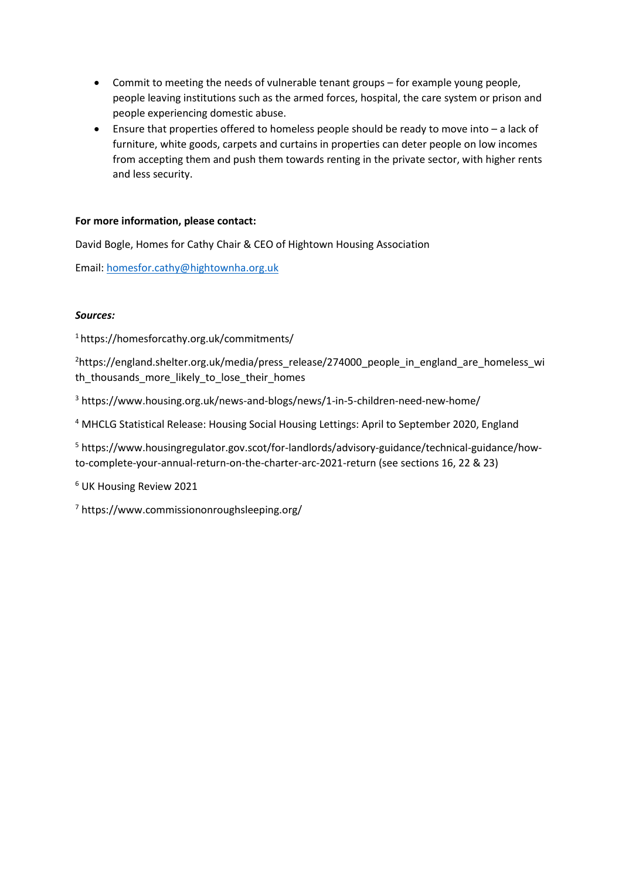- Commit to meeting the needs of vulnerable tenant groups – for example young people, people leaving institutions such as the armed forces, hospital, the care system or prison and people experiencing domestic abuse.
- Ensure that properties offered to homeless people should be ready to move into – a lack of furniture, white goods, carpets and curtains in properties can deter people on low incomes from accepting them and push them towards renting in the private sector, with higher rents and less security.

**For more information, please contact:**

David Bogle, Homes for Cathy Chair & CEO of Hightown Housing Association

Email: homesfor.cathy@hightownha.org.uk

***Sources:***

[1] https://homesforcathy.org.uk/commitments/

[2] https://england.shelter.org.uk/media/press_release/274000_people_in_england_are_homeless_with_thousands_more_likely_to_lose_their_homes

[3] https://www.housing.org.uk/news-and-blogs/news/1-in-5-children-need-new-home/

[4] MHCLG Statistical Release: Housing Social Housing Lettings: April to September 2020, England

[5] https://www.housingregulator.gov.scot/for-landlords/advisory-guidance/technical-guidance/how-to-complete-your-annual-return-on-the-charter-arc-2021-return (see sections 16, 22 & 23)

[6] UK Housing Review 2021

[7] https://www.commissiononroughsleeping.org/